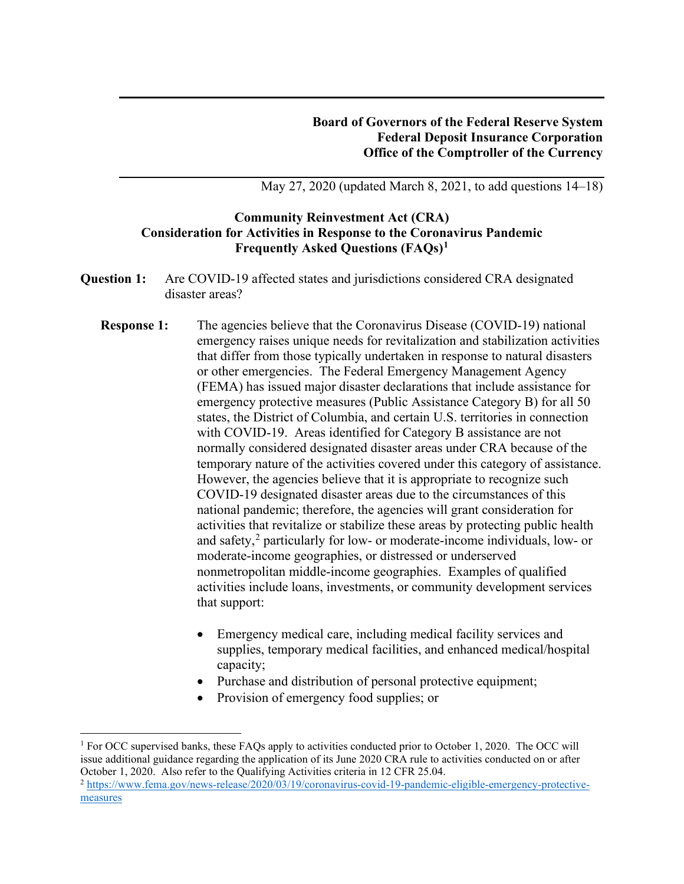**Board of Governors of the Federal Reserve System**
**Federal Deposit Insurance Corporation**
**Office of the Comptroller of the Currency**

May 27, 2020 (updated March 8, 2021, to add questions 14–18)

# Community Reinvestment Act (CRA) Consideration for Activities in Response to the Coronavirus Pandemic Frequently Asked Questions (FAQs)[1]

**Question 1:** Are COVID-19 affected states and jurisdictions considered CRA designated disaster areas?

**Response 1:** The agencies believe that the Coronavirus Disease (COVID-19) national emergency raises unique needs for revitalization and stabilization activities that differ from those typically undertaken in response to natural disasters or other emergencies. The Federal Emergency Management Agency (FEMA) has issued major disaster declarations that include assistance for emergency protective measures (Public Assistance Category B) for all 50 states, the District of Columbia, and certain U.S. territories in connection with COVID-19. Areas identified for Category B assistance are not normally considered designated disaster areas under CRA because of the temporary nature of the activities covered under this category of assistance. However, the agencies believe that it is appropriate to recognize such COVID-19 designated disaster areas due to the circumstances of this national pandemic; therefore, the agencies will grant consideration for activities that revitalize or stabilize these areas by protecting public health and safety,[2] particularly for low- or moderate-income individuals, low- or moderate-income geographies, or distressed or underserved nonmetropolitan middle-income geographies. Examples of qualified activities include loans, investments, or community development services that support:

- Emergency medical care, including medical facility services and supplies, temporary medical facilities, and enhanced medical/hospital capacity;
- Purchase and distribution of personal protective equipment;
- Provision of emergency food supplies; or

[1] For OCC supervised banks, these FAQs apply to activities conducted prior to October 1, 2020. The OCC will issue additional guidance regarding the application of its June 2020 CRA rule to activities conducted on or after October 1, 2020. Also refer to the Qualifying Activities criteria in 12 CFR 25.04.

[2] https://www.fema.gov/news-release/2020/03/19/coronavirus-covid-19-pandemic-eligible-emergency-protective-measures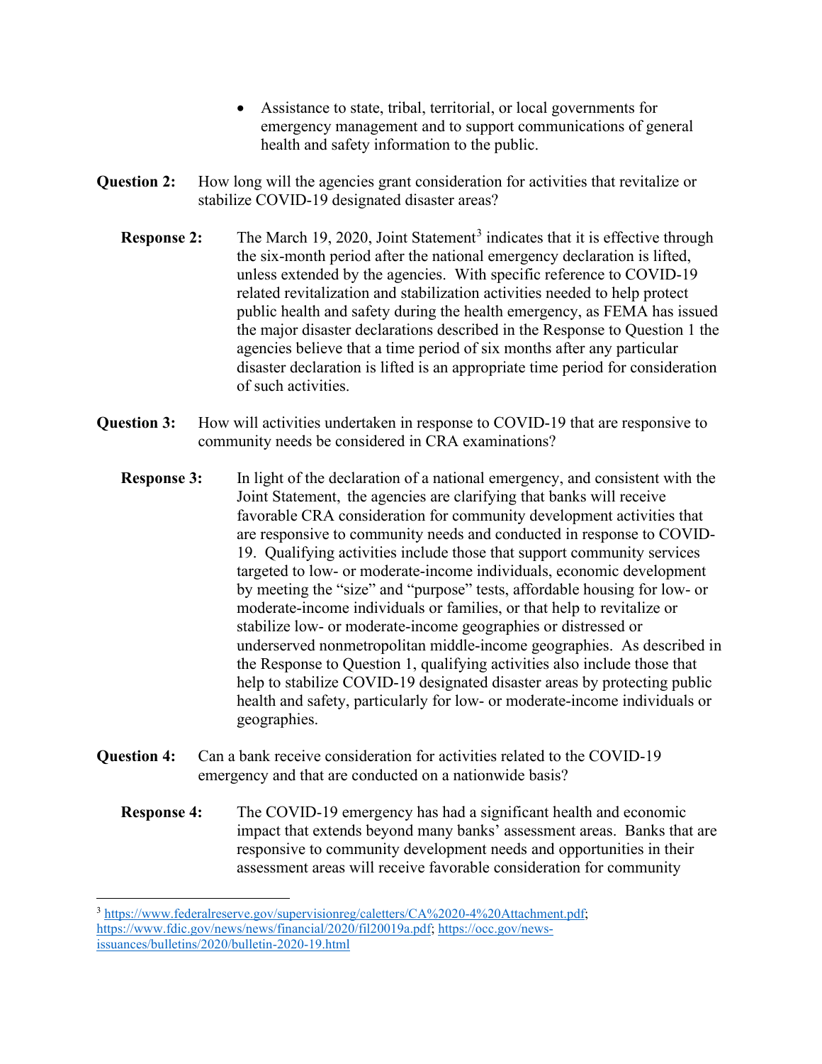- Assistance to state, tribal, territorial, or local governments for emergency management and to support communications of general health and safety information to the public.

**Question 2:** How long will the agencies grant consideration for activities that revitalize or stabilize COVID-19 designated disaster areas?

**Response 2:** The March 19, 2020, Joint Statement[3] indicates that it is effective through the six-month period after the national emergency declaration is lifted, unless extended by the agencies. With specific reference to COVID-19 related revitalization and stabilization activities needed to help protect public health and safety during the health emergency, as FEMA has issued the major disaster declarations described in the Response to Question 1 the agencies believe that a time period of six months after any particular disaster declaration is lifted is an appropriate time period for consideration of such activities.

**Question 3:** How will activities undertaken in response to COVID-19 that are responsive to community needs be considered in CRA examinations?

**Response 3:** In light of the declaration of a national emergency, and consistent with the Joint Statement, the agencies are clarifying that banks will receive favorable CRA consideration for community development activities that are responsive to community needs and conducted in response to COVID-19. Qualifying activities include those that support community services targeted to low- or moderate-income individuals, economic development by meeting the "size" and "purpose" tests, affordable housing for low- or moderate-income individuals or families, or that help to revitalize or stabilize low- or moderate-income geographies or distressed or underserved nonmetropolitan middle-income geographies. As described in the Response to Question 1, qualifying activities also include those that help to stabilize COVID-19 designated disaster areas by protecting public health and safety, particularly for low- or moderate-income individuals or geographies.

**Question 4:** Can a bank receive consideration for activities related to the COVID-19 emergency and that are conducted on a nationwide basis?

**Response 4:** The COVID-19 emergency has had a significant health and economic impact that extends beyond many banks' assessment areas. Banks that are responsive to community development needs and opportunities in their assessment areas will receive favorable consideration for community

[3] https://www.federalreserve.gov/supervisionreg/caletters/CA%2020-4%20Attachment.pdf; https://www.fdic.gov/news/news/financial/2020/fil20019a.pdf; https://occ.gov/news-issuances/bulletins/2020/bulletin-2020-19.html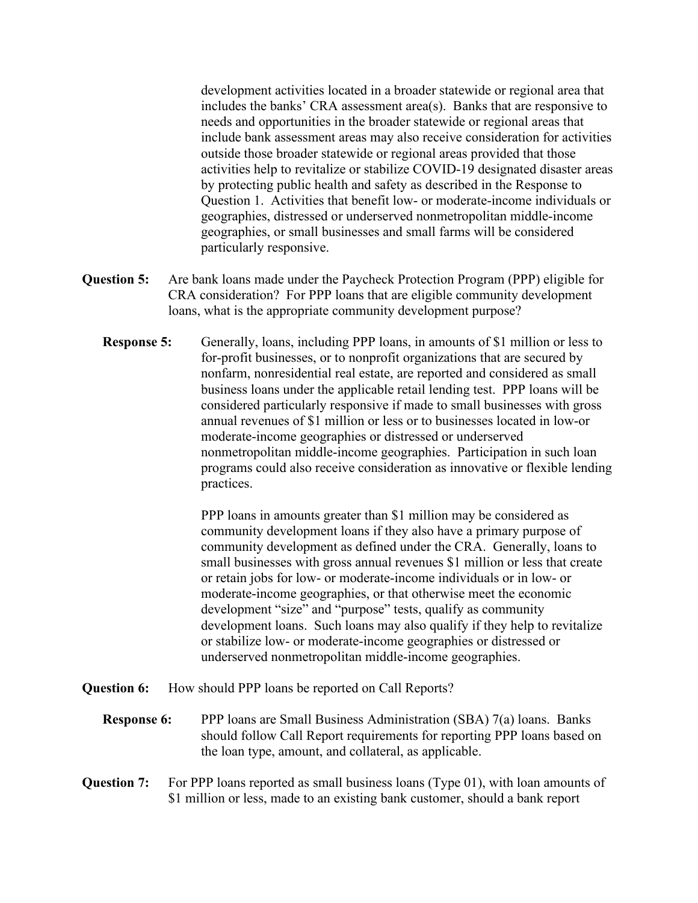development activities located in a broader statewide or regional area that includes the banks' CRA assessment area(s). Banks that are responsive to needs and opportunities in the broader statewide or regional areas that include bank assessment areas may also receive consideration for activities outside those broader statewide or regional areas provided that those activities help to revitalize or stabilize COVID-19 designated disaster areas by protecting public health and safety as described in the Response to Question 1. Activities that benefit low- or moderate-income individuals or geographies, distressed or underserved nonmetropolitan middle-income geographies, or small businesses and small farms will be considered particularly responsive.

**Question 5:** Are bank loans made under the Paycheck Protection Program (PPP) eligible for CRA consideration? For PPP loans that are eligible community development loans, what is the appropriate community development purpose?

**Response 5:** Generally, loans, including PPP loans, in amounts of $1 million or less to for-profit businesses, or to nonprofit organizations that are secured by nonfarm, nonresidential real estate, are reported and considered as small business loans under the applicable retail lending test. PPP loans will be considered particularly responsive if made to small businesses with gross annual revenues of $1 million or less or to businesses located in low-or moderate-income geographies or distressed or underserved nonmetropolitan middle-income geographies. Participation in such loan programs could also receive consideration as innovative or flexible lending practices.

PPP loans in amounts greater than $1 million may be considered as community development loans if they also have a primary purpose of community development as defined under the CRA. Generally, loans to small businesses with gross annual revenues $1 million or less that create or retain jobs for low- or moderate-income individuals or in low- or moderate-income geographies, or that otherwise meet the economic development "size" and "purpose" tests, qualify as community development loans. Such loans may also qualify if they help to revitalize or stabilize low- or moderate-income geographies or distressed or underserved nonmetropolitan middle-income geographies.

**Question 6:** How should PPP loans be reported on Call Reports?

**Response 6:** PPP loans are Small Business Administration (SBA) 7(a) loans. Banks should follow Call Report requirements for reporting PPP loans based on the loan type, amount, and collateral, as applicable.

**Question 7:** For PPP loans reported as small business loans (Type 01), with loan amounts of $1 million or less, made to an existing bank customer, should a bank report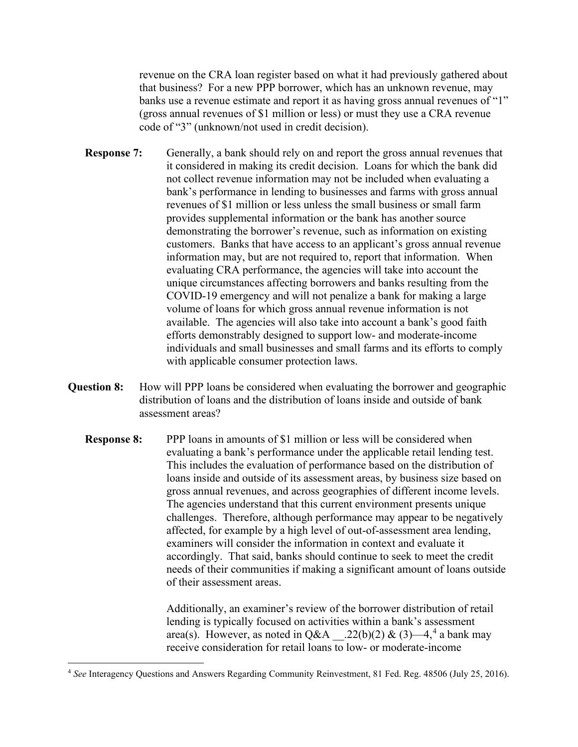revenue on the CRA loan register based on what it had previously gathered about that business? For a new PPP borrower, which has an unknown revenue, may banks use a revenue estimate and report it as having gross annual revenues of "1" (gross annual revenues of $1 million or less) or must they use a CRA revenue code of "3" (unknown/not used in credit decision).

**Response 7:** Generally, a bank should rely on and report the gross annual revenues that it considered in making its credit decision. Loans for which the bank did not collect revenue information may not be included when evaluating a bank's performance in lending to businesses and farms with gross annual revenues of $1 million or less unless the small business or small farm provides supplemental information or the bank has another source demonstrating the borrower's revenue, such as information on existing customers. Banks that have access to an applicant's gross annual revenue information may, but are not required to, report that information. When evaluating CRA performance, the agencies will take into account the unique circumstances affecting borrowers and banks resulting from the COVID-19 emergency and will not penalize a bank for making a large volume of loans for which gross annual revenue information is not available. The agencies will also take into account a bank's good faith efforts demonstrably designed to support low- and moderate-income individuals and small businesses and small farms and its efforts to comply with applicable consumer protection laws.

**Question 8:** How will PPP loans be considered when evaluating the borrower and geographic distribution of loans and the distribution of loans inside and outside of bank assessment areas?

**Response 8:** PPP loans in amounts of $1 million or less will be considered when evaluating a bank's performance under the applicable retail lending test. This includes the evaluation of performance based on the distribution of loans inside and outside of its assessment areas, by business size based on gross annual revenues, and across geographies of different income levels. The agencies understand that this current environment presents unique challenges. Therefore, although performance may appear to be negatively affected, for example by a high level of out-of-assessment area lending, examiners will consider the information in context and evaluate it accordingly. That said, banks should continue to seek to meet the credit needs of their communities if making a significant amount of loans outside of their assessment areas.

Additionally, an examiner's review of the borrower distribution of retail lending is typically focused on activities within a bank's assessment area(s). However, as noted in Q&A __.22(b)(2) & (3)—4,[4] a bank may receive consideration for retail loans to low- or moderate-income

[4] *See* Interagency Questions and Answers Regarding Community Reinvestment, 81 Fed. Reg. 48506 (July 25, 2016).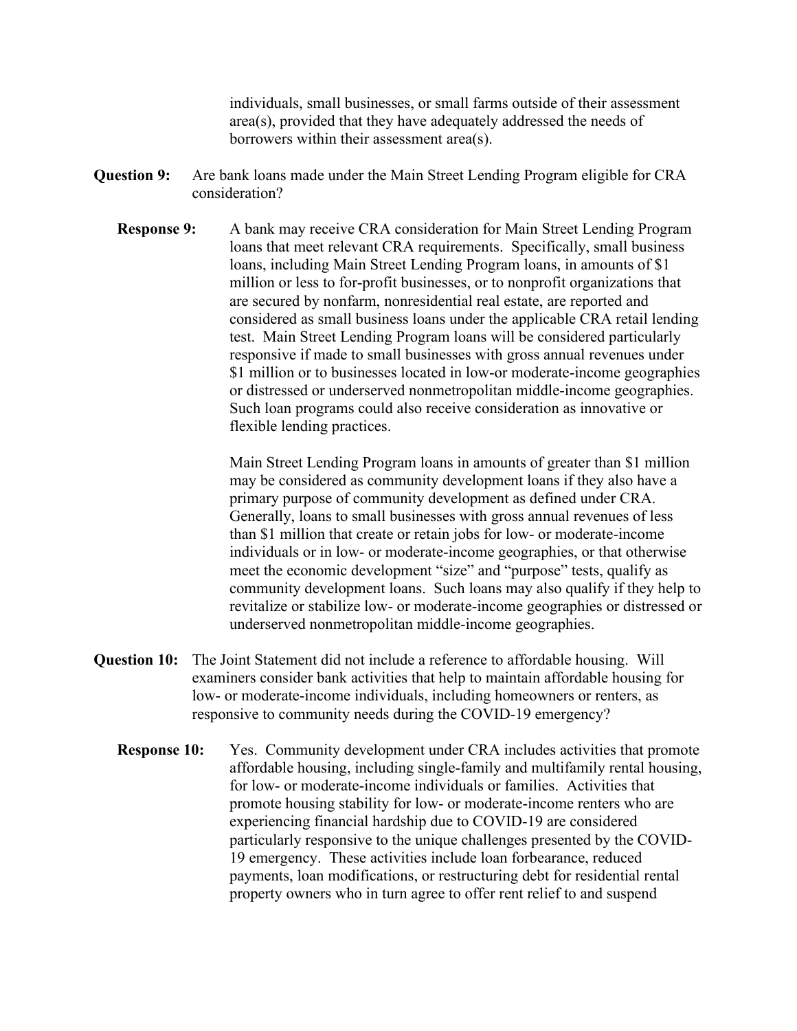individuals, small businesses, or small farms outside of their assessment area(s), provided that they have adequately addressed the needs of borrowers within their assessment area(s).

**Question 9:** Are bank loans made under the Main Street Lending Program eligible for CRA consideration?

**Response 9:** A bank may receive CRA consideration for Main Street Lending Program loans that meet relevant CRA requirements. Specifically, small business loans, including Main Street Lending Program loans, in amounts of $1 million or less to for-profit businesses, or to nonprofit organizations that are secured by nonfarm, nonresidential real estate, are reported and considered as small business loans under the applicable CRA retail lending test. Main Street Lending Program loans will be considered particularly responsive if made to small businesses with gross annual revenues under $1 million or to businesses located in low-or moderate-income geographies or distressed or underserved nonmetropolitan middle-income geographies. Such loan programs could also receive consideration as innovative or flexible lending practices.

Main Street Lending Program loans in amounts of greater than $1 million may be considered as community development loans if they also have a primary purpose of community development as defined under CRA. Generally, loans to small businesses with gross annual revenues of less than $1 million that create or retain jobs for low- or moderate-income individuals or in low- or moderate-income geographies, or that otherwise meet the economic development "size" and "purpose" tests, qualify as community development loans. Such loans may also qualify if they help to revitalize or stabilize low- or moderate-income geographies or distressed or underserved nonmetropolitan middle-income geographies.

**Question 10:** The Joint Statement did not include a reference to affordable housing. Will examiners consider bank activities that help to maintain affordable housing for low- or moderate-income individuals, including homeowners or renters, as responsive to community needs during the COVID-19 emergency?

**Response 10:** Yes. Community development under CRA includes activities that promote affordable housing, including single-family and multifamily rental housing, for low- or moderate-income individuals or families. Activities that promote housing stability for low- or moderate-income renters who are experiencing financial hardship due to COVID-19 are considered particularly responsive to the unique challenges presented by the COVID-19 emergency. These activities include loan forbearance, reduced payments, loan modifications, or restructuring debt for residential rental property owners who in turn agree to offer rent relief to and suspend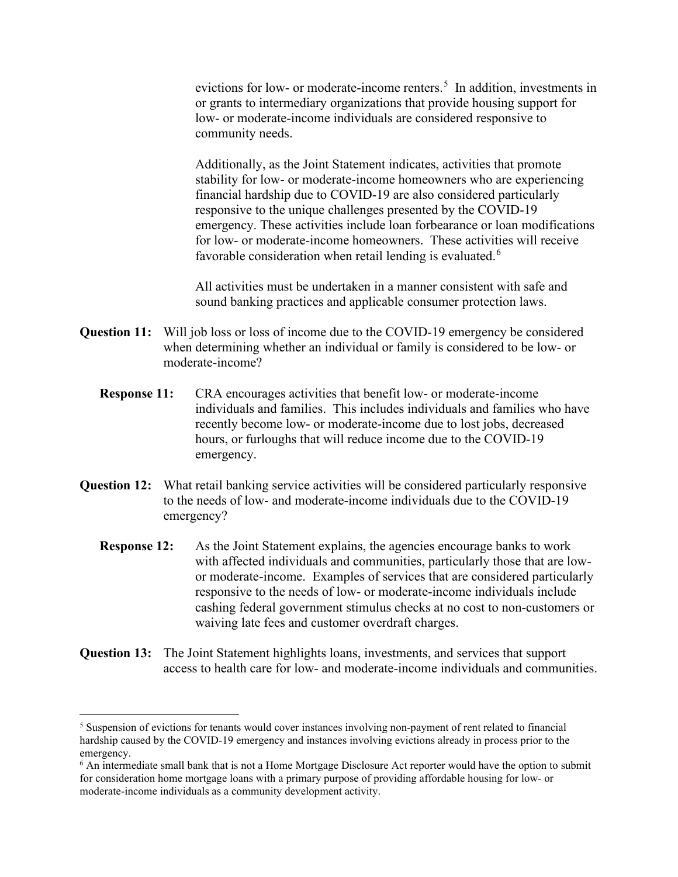evictions for low- or moderate-income renters.[5] In addition, investments in or grants to intermediary organizations that provide housing support for low- or moderate-income individuals are considered responsive to community needs.

Additionally, as the Joint Statement indicates, activities that promote stability for low- or moderate-income homeowners who are experiencing financial hardship due to COVID-19 are also considered particularly responsive to the unique challenges presented by the COVID-19 emergency. These activities include loan forbearance or loan modifications for low- or moderate-income homeowners. These activities will receive favorable consideration when retail lending is evaluated.[6]

All activities must be undertaken in a manner consistent with safe and sound banking practices and applicable consumer protection laws.

**Question 11:** Will job loss or loss of income due to the COVID-19 emergency be considered when determining whether an individual or family is considered to be low- or moderate-income?

**Response 11:** CRA encourages activities that benefit low- or moderate-income individuals and families. This includes individuals and families who have recently become low- or moderate-income due to lost jobs, decreased hours, or furloughs that will reduce income due to the COVID-19 emergency.

**Question 12:** What retail banking service activities will be considered particularly responsive to the needs of low- and moderate-income individuals due to the COVID-19 emergency?

**Response 12:** As the Joint Statement explains, the agencies encourage banks to work with affected individuals and communities, particularly those that are low- or moderate-income. Examples of services that are considered particularly responsive to the needs of low- or moderate-income individuals include cashing federal government stimulus checks at no cost to non-customers or waiving late fees and customer overdraft charges.

**Question 13:** The Joint Statement highlights loans, investments, and services that support access to health care for low- and moderate-income individuals and communities.

---

[5] Suspension of evictions for tenants would cover instances involving non-payment of rent related to financial hardship caused by the COVID-19 emergency and instances involving evictions already in process prior to the emergency.

[6] An intermediate small bank that is not a Home Mortgage Disclosure Act reporter would have the option to submit for consideration home mortgage loans with a primary purpose of providing affordable housing for low- or moderate-income individuals as a community development activity.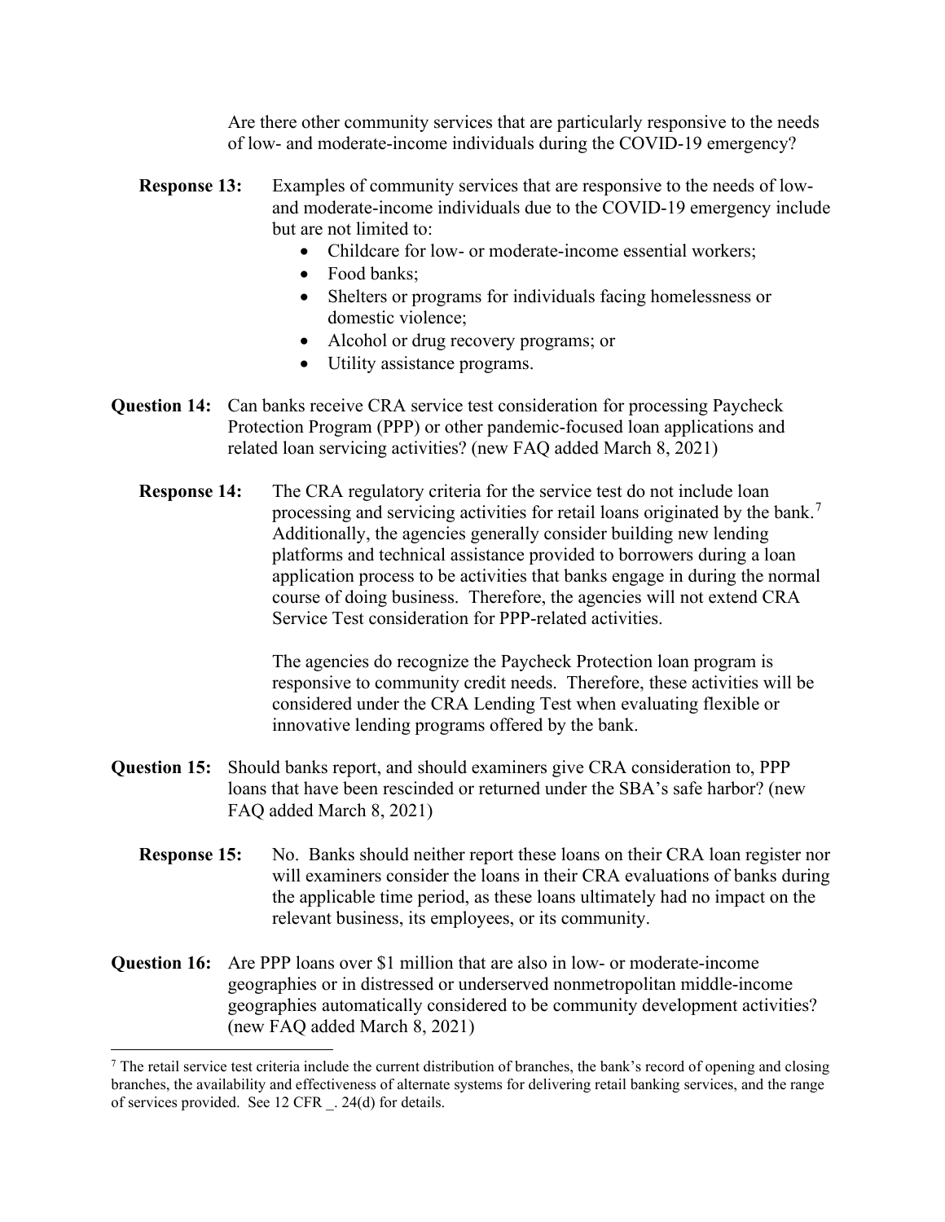Are there other community services that are particularly responsive to the needs of low- and moderate-income individuals during the COVID-19 emergency?

**Response 13:** Examples of community services that are responsive to the needs of low- and moderate-income individuals due to the COVID-19 emergency include but are not limited to:

- Childcare for low- or moderate-income essential workers;
- Food banks;
- Shelters or programs for individuals facing homelessness or domestic violence;
- Alcohol or drug recovery programs; or
- Utility assistance programs.

**Question 14:** Can banks receive CRA service test consideration for processing Paycheck Protection Program (PPP) or other pandemic-focused loan applications and related loan servicing activities? (new FAQ added March 8, 2021)

**Response 14:** The CRA regulatory criteria for the service test do not include loan processing and servicing activities for retail loans originated by the bank.[7] Additionally, the agencies generally consider building new lending platforms and technical assistance provided to borrowers during a loan application process to be activities that banks engage in during the normal course of doing business. Therefore, the agencies will not extend CRA Service Test consideration for PPP-related activities.

The agencies do recognize the Paycheck Protection loan program is responsive to community credit needs. Therefore, these activities will be considered under the CRA Lending Test when evaluating flexible or innovative lending programs offered by the bank.

**Question 15:** Should banks report, and should examiners give CRA consideration to, PPP loans that have been rescinded or returned under the SBA's safe harbor? (new FAQ added March 8, 2021)

**Response 15:** No. Banks should neither report these loans on their CRA loan register nor will examiners consider the loans in their CRA evaluations of banks during the applicable time period, as these loans ultimately had no impact on the relevant business, its employees, or its community.

**Question 16:** Are PPP loans over $1 million that are also in low- or moderate-income geographies or in distressed or underserved nonmetropolitan middle-income geographies automatically considered to be community development activities? (new FAQ added March 8, 2021)

---

[7] The retail service test criteria include the current distribution of branches, the bank's record of opening and closing branches, the availability and effectiveness of alternate systems for delivering retail banking services, and the range of services provided. See 12 CFR _. 24(d) for details.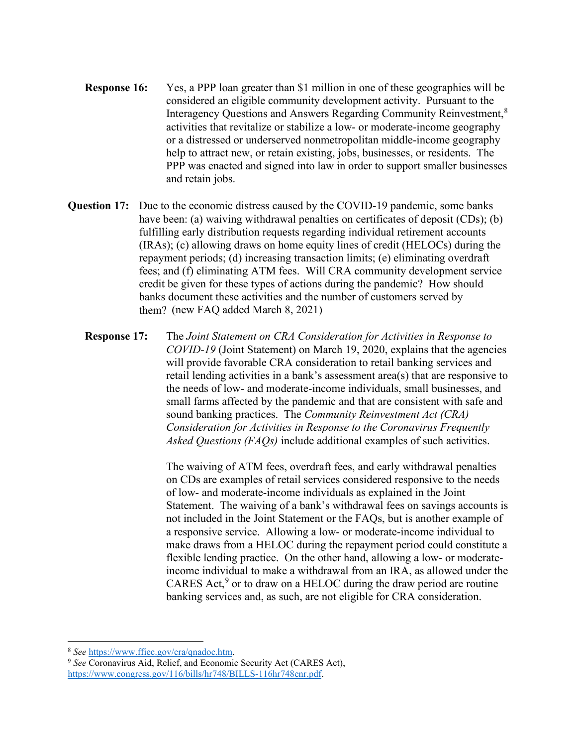**Response 16:** Yes, a PPP loan greater than $1 million in one of these geographies will be considered an eligible community development activity. Pursuant to the Interagency Questions and Answers Regarding Community Reinvestment,[8] activities that revitalize or stabilize a low- or moderate-income geography or a distressed or underserved nonmetropolitan middle-income geography help to attract new, or retain existing, jobs, businesses, or residents. The PPP was enacted and signed into law in order to support smaller businesses and retain jobs.

**Question 17:** Due to the economic distress caused by the COVID-19 pandemic, some banks have been: (a) waiving withdrawal penalties on certificates of deposit (CDs); (b) fulfilling early distribution requests regarding individual retirement accounts (IRAs); (c) allowing draws on home equity lines of credit (HELOCs) during the repayment periods; (d) increasing transaction limits; (e) eliminating overdraft fees; and (f) eliminating ATM fees. Will CRA community development service credit be given for these types of actions during the pandemic? How should banks document these activities and the number of customers served by them? (new FAQ added March 8, 2021)

**Response 17:** The *Joint Statement on CRA Consideration for Activities in Response to COVID-19* (Joint Statement) on March 19, 2020, explains that the agencies will provide favorable CRA consideration to retail banking services and retail lending activities in a bank's assessment area(s) that are responsive to the needs of low- and moderate-income individuals, small businesses, and small farms affected by the pandemic and that are consistent with safe and sound banking practices. The *Community Reinvestment Act (CRA) Consideration for Activities in Response to the Coronavirus Frequently Asked Questions (FAQs)* include additional examples of such activities.

The waiving of ATM fees, overdraft fees, and early withdrawal penalties on CDs are examples of retail services considered responsive to the needs of low- and moderate-income individuals as explained in the Joint Statement. The waiving of a bank's withdrawal fees on savings accounts is not included in the Joint Statement or the FAQs, but is another example of a responsive service. Allowing a low- or moderate-income individual to make draws from a HELOC during the repayment period could constitute a flexible lending practice. On the other hand, allowing a low- or moderate-income individual to make a withdrawal from an IRA, as allowed under the CARES Act,[9] or to draw on a HELOC during the draw period are routine banking services and, as such, are not eligible for CRA consideration.

---

[8] *See* https://www.ffiec.gov/cra/qnadoc.htm.

[9] *See* Coronavirus Aid, Relief, and Economic Security Act (CARES Act), https://www.congress.gov/116/bills/hr748/BILLS-116hr748enr.pdf.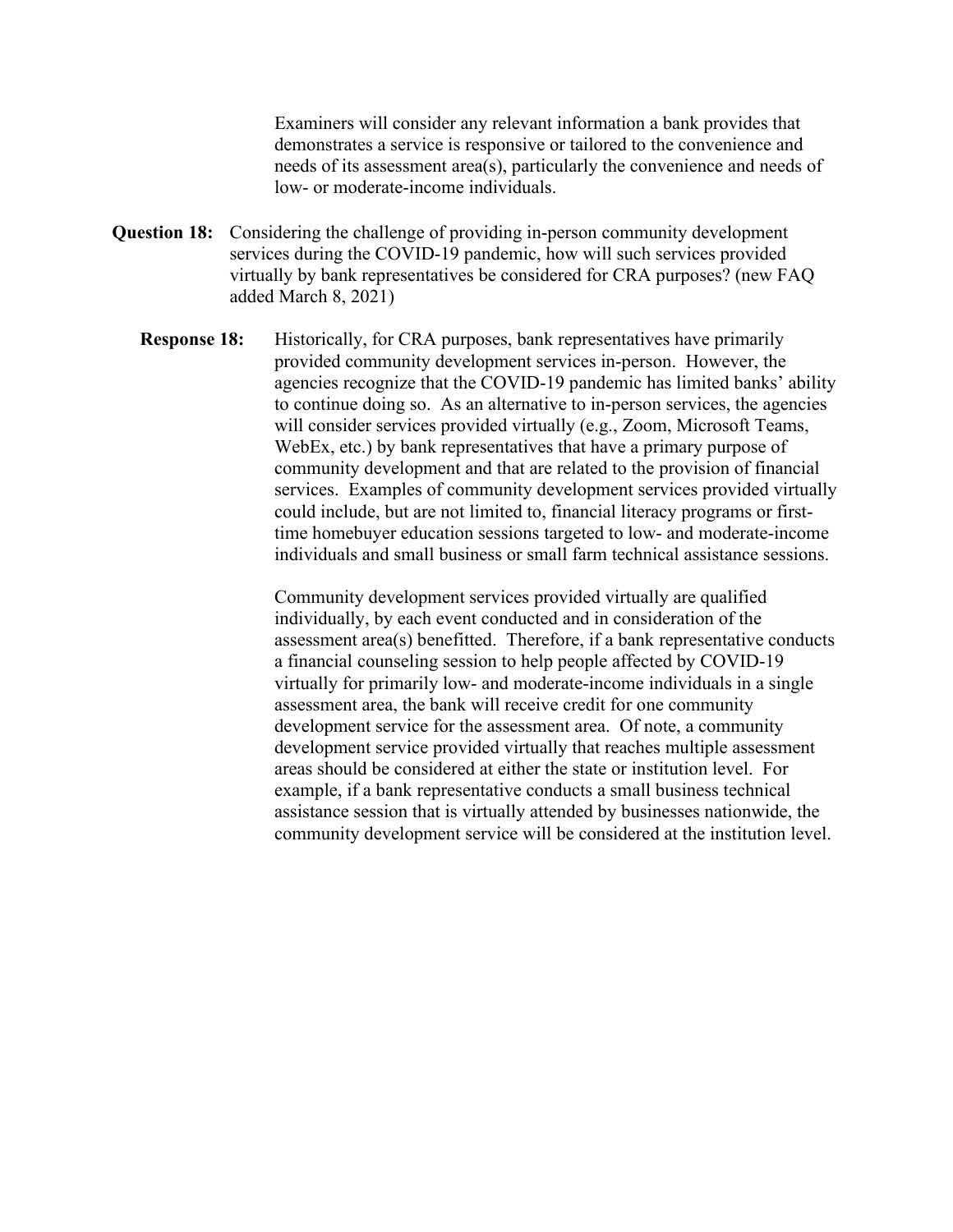Examiners will consider any relevant information a bank provides that demonstrates a service is responsive or tailored to the convenience and needs of its assessment area(s), particularly the convenience and needs of low- or moderate-income individuals.

**Question 18:** Considering the challenge of providing in-person community development services during the COVID-19 pandemic, how will such services provided virtually by bank representatives be considered for CRA purposes? (new FAQ added March 8, 2021)

**Response 18:** Historically, for CRA purposes, bank representatives have primarily provided community development services in-person. However, the agencies recognize that the COVID-19 pandemic has limited banks' ability to continue doing so. As an alternative to in-person services, the agencies will consider services provided virtually (e.g., Zoom, Microsoft Teams, WebEx, etc.) by bank representatives that have a primary purpose of community development and that are related to the provision of financial services. Examples of community development services provided virtually could include, but are not limited to, financial literacy programs or first-time homebuyer education sessions targeted to low- and moderate-income individuals and small business or small farm technical assistance sessions.

Community development services provided virtually are qualified individually, by each event conducted and in consideration of the assessment area(s) benefitted. Therefore, if a bank representative conducts a financial counseling session to help people affected by COVID-19 virtually for primarily low- and moderate-income individuals in a single assessment area, the bank will receive credit for one community development service for the assessment area. Of note, a community development service provided virtually that reaches multiple assessment areas should be considered at either the state or institution level. For example, if a bank representative conducts a small business technical assistance session that is virtually attended by businesses nationwide, the community development service will be considered at the institution level.